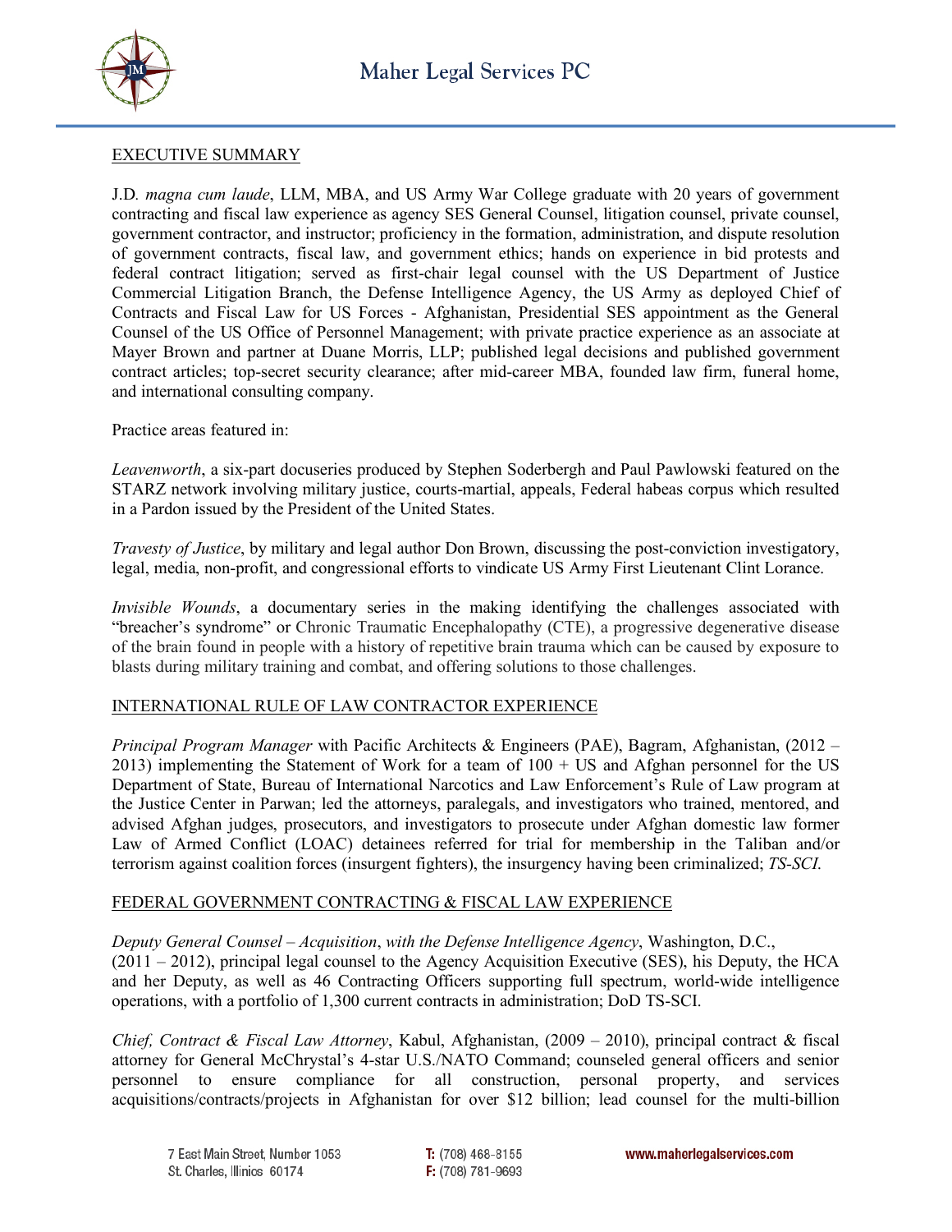Maher Legal Services PC

EXECUTIVE SUMMARY

J.D. *magna cum laude*, LLM, MBA, and US Army War College graduate with 20 years of government contracting and fiscal law experience as agency SES General Counsel, litigation counsel, private counsel, government contractor, and instructor; proficiency in the formation, administration, and dispute resolution of government contracts, fiscal law, and government ethics; hands on experience in bid protests and federal contract litigation; served as first-chair legal counsel with the US Department of Justice Commercial Litigation Branch, the Defense Intelligence Agency, the US Army as deployed Chief of Contracts and Fiscal Law for US Forces - Afghanistan, Presidential SES appointment as the General Counsel of the US Office of Personnel Management; with private practice experience as an associate at Mayer Brown and partner at Duane Morris, LLP; published legal decisions and published government contract articles; top-secret security clearance; after mid-career MBA, founded law firm, funeral home, and international consulting company.

Practice areas featured in:

*Leavenworth*, a six-part docuseries produced by Stephen Soderbergh and Paul Pawlowski featured on the STARZ network involving military justice, courts-martial, appeals, Federal habeas corpus which resulted in a Pardon issued by the President of the United States.

*Travesty of Justice*, by military and legal author Don Brown, discussing the post-conviction investigatory, legal, media, non-profit, and congressional efforts to vindicate US Army First Lieutenant Clint Lorance.

*Invisible Wounds*, a documentary series in the making identifying the challenges associated with "breacher's syndrome" or Chronic Traumatic Encephalopathy (CTE), a progressive degenerative disease of the brain found in people with a history of repetitive brain trauma which can be caused by exposure to blasts during military training and combat, and offering solutions to those challenges.

INTERNATIONAL RULE OF LAW CONTRACTOR EXPERIENCE

*Principal Program Manager* with Pacific Architects & Engineers (PAE), Bagram, Afghanistan, (2012 – 2013) implementing the Statement of Work for a team of 100 + US and Afghan personnel for the US Department of State, Bureau of International Narcotics and Law Enforcement's Rule of Law program at the Justice Center in Parwan; led the attorneys, paralegals, and investigators who trained, mentored, and advised Afghan judges, prosecutors, and investigators to prosecute under Afghan domestic law former Law of Armed Conflict (LOAC) detainees referred for trial for membership in the Taliban and/or terrorism against coalition forces (insurgent fighters), the insurgency having been criminalized; *TS-SCI.*

FEDERAL GOVERNMENT CONTRACTING & FISCAL LAW EXPERIENCE

*Deputy General Counsel – Acquisition*, *with the Defense Intelligence Agency*, Washington, D.C., (2011 – 2012), principal legal counsel to the Agency Acquisition Executive (SES), his Deputy, the HCA and her Deputy, as well as 46 Contracting Officers supporting full spectrum, world-wide intelligence operations, with a portfolio of 1,300 current contracts in administration; DoD TS-SCI.

*Chief, Contract & Fiscal Law Attorney*, Kabul, Afghanistan, (2009 – 2010), principal contract & fiscal attorney for General McChrystal's 4-star U.S./NATO Command; counseled general officers and senior personnel to ensure compliance for all construction, personal property, and services acquisitions/contracts/projects in Afghanistan for over $12 billion; lead counsel for the multi-billion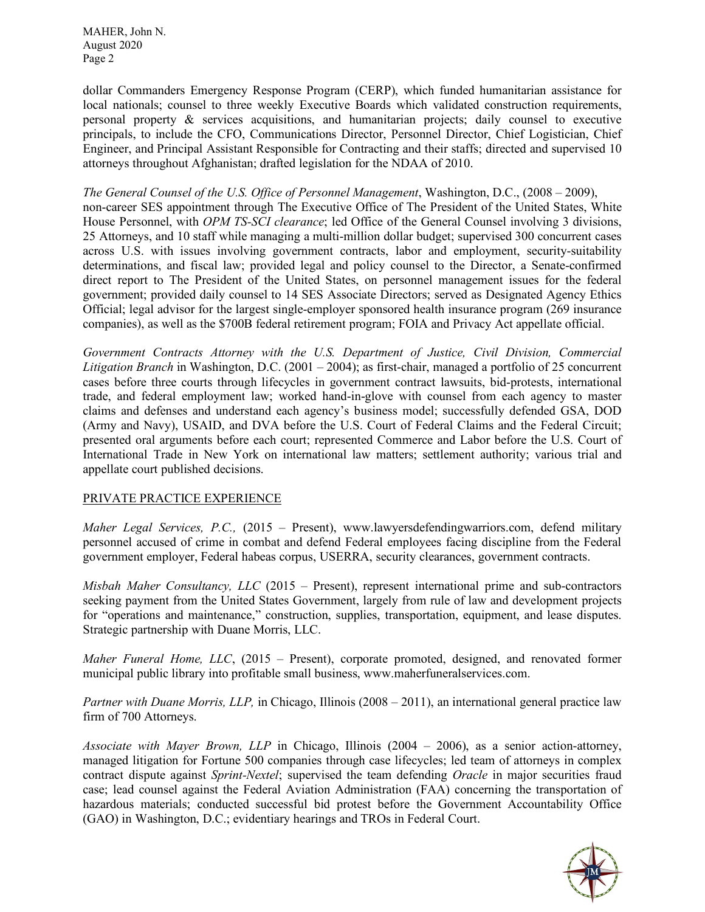dollar Commanders Emergency Response Program (CERP), which funded humanitarian assistance for local nationals; counsel to three weekly Executive Boards which validated construction requirements, personal property & services acquisitions, and humanitarian projects; daily counsel to executive principals, to include the CFO, Communications Director, Personnel Director, Chief Logistician, Chief Engineer, and Principal Assistant Responsible for Contracting and their staffs; directed and supervised 10 attorneys throughout Afghanistan; drafted legislation for the NDAA of 2010.

*The General Counsel of the U.S. Office of Personnel Management*, Washington, D.C., (2008 – 2009), non-career SES appointment through The Executive Office of The President of the United States, White House Personnel, with *OPM TS-SCI clearance*; led Office of the General Counsel involving 3 divisions, 25 Attorneys, and 10 staff while managing a multi-million dollar budget; supervised 300 concurrent cases across U.S. with issues involving government contracts, labor and employment, security-suitability determinations, and fiscal law; provided legal and policy counsel to the Director, a Senate-confirmed direct report to The President of the United States, on personnel management issues for the federal government; provided daily counsel to 14 SES Associate Directors; served as Designated Agency Ethics Official; legal advisor for the largest single-employer sponsored health insurance program (269 insurance companies), as well as the $700B federal retirement program; FOIA and Privacy Act appellate official.

*Government Contracts Attorney with the U.S. Department of Justice, Civil Division, Commercial Litigation Branch* in Washington, D.C. (2001 – 2004); as first-chair, managed a portfolio of 25 concurrent cases before three courts through lifecycles in government contract lawsuits, bid-protests, international trade, and federal employment law; worked hand-in-glove with counsel from each agency to master claims and defenses and understand each agency's business model; successfully defended GSA, DOD (Army and Navy), USAID, and DVA before the U.S. Court of Federal Claims and the Federal Circuit; presented oral arguments before each court; represented Commerce and Labor before the U.S. Court of International Trade in New York on international law matters; settlement authority; various trial and appellate court published decisions.

## PRIVATE PRACTICE EXPERIENCE

*Maher Legal Services, P.C.,* (2015 – Present), www.lawyersdefendingwarriors.com, defend military personnel accused of crime in combat and defend Federal employees facing discipline from the Federal government employer, Federal habeas corpus, USERRA, security clearances, government contracts.

*Misbah Maher Consultancy, LLC* (2015 – Present), represent international prime and sub-contractors seeking payment from the United States Government, largely from rule of law and development projects for "operations and maintenance," construction, supplies, transportation, equipment, and lease disputes. Strategic partnership with Duane Morris, LLC.

*Maher Funeral Home, LLC*, (2015 – Present), corporate promoted, designed, and renovated former municipal public library into profitable small business, www.maherfuneralservices.com.

*Partner with Duane Morris, LLP,* in Chicago, Illinois (2008 – 2011), an international general practice law firm of 700 Attorneys.

*Associate with Mayer Brown, LLP* in Chicago, Illinois (2004 – 2006), as a senior action-attorney, managed litigation for Fortune 500 companies through case lifecycles; led team of attorneys in complex contract dispute against *Sprint-Nextel*; supervised the team defending *Oracle* in major securities fraud case; lead counsel against the Federal Aviation Administration (FAA) concerning the transportation of hazardous materials; conducted successful bid protest before the Government Accountability Office (GAO) in Washington, D.C.; evidentiary hearings and TROs in Federal Court.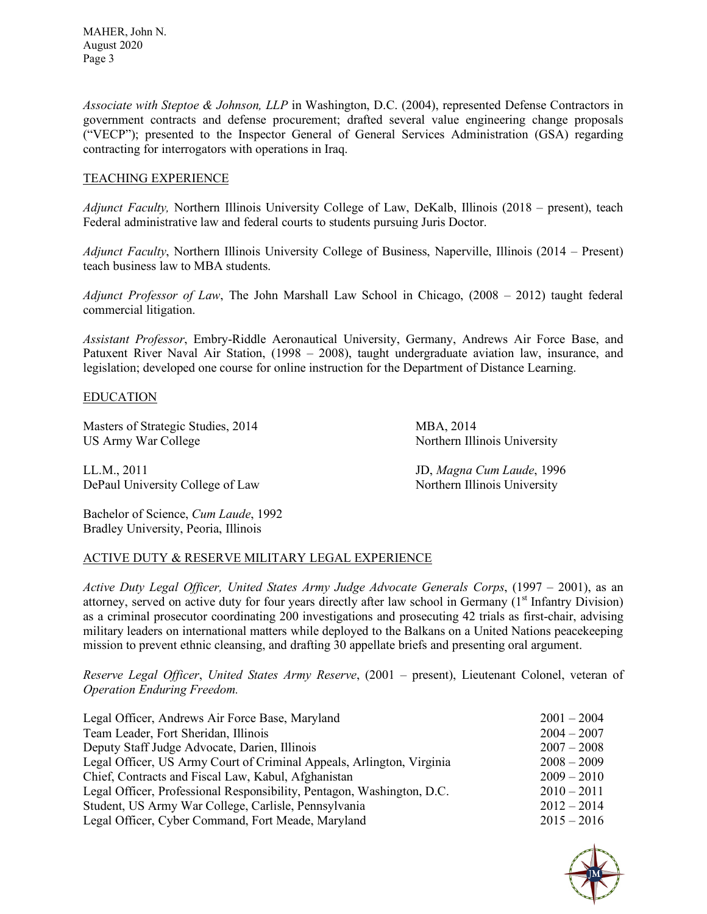*Associate with Steptoe & Johnson, LLP* in Washington, D.C. (2004), represented Defense Contractors in government contracts and defense procurement; drafted several value engineering change proposals ("VECP"); presented to the Inspector General of General Services Administration (GSA) regarding contracting for interrogators with operations in Iraq.

## TEACHING EXPERIENCE

*Adjunct Faculty,* Northern Illinois University College of Law, DeKalb, Illinois (2018 – present), teach Federal administrative law and federal courts to students pursuing Juris Doctor.

*Adjunct Faculty*, Northern Illinois University College of Business, Naperville, Illinois (2014 – Present) teach business law to MBA students.

*Adjunct Professor of Law*, The John Marshall Law School in Chicago, (2008 – 2012) taught federal commercial litigation.

*Assistant Professor*, Embry-Riddle Aeronautical University, Germany, Andrews Air Force Base, and Patuxent River Naval Air Station, (1998 – 2008), taught undergraduate aviation law, insurance, and legislation; developed one course for online instruction for the Department of Distance Learning.

## EDUCATION

Masters of Strategic Studies, 2014
US Army War College

MBA, 2014
Northern Illinois University

LL.M., 2011
DePaul University College of Law

JD, *Magna Cum Laude*, 1996
Northern Illinois University

Bachelor of Science, *Cum Laude*, 1992
Bradley University, Peoria, Illinois

## ACTIVE DUTY & RESERVE MILITARY LEGAL EXPERIENCE

*Active Duty Legal Officer, United States Army Judge Advocate Generals Corps*, (1997 – 2001), as an attorney, served on active duty for four years directly after law school in Germany (1st Infantry Division) as a criminal prosecutor coordinating 200 investigations and prosecuting 42 trials as first-chair, advising military leaders on international matters while deployed to the Balkans on a United Nations peacekeeping mission to prevent ethnic cleansing, and drafting 30 appellate briefs and presenting oral argument.

*Reserve Legal Officer*, *United States Army Reserve*, (2001 – present), Lieutenant Colonel, veteran of *Operation Enduring Freedom.*

| | |
|---|---|
| Legal Officer, Andrews Air Force Base, Maryland | 2001 – 2004 |
| Team Leader, Fort Sheridan, Illinois | 2004 – 2007 |
| Deputy Staff Judge Advocate, Darien, Illinois | 2007 – 2008 |
| Legal Officer, US Army Court of Criminal Appeals, Arlington, Virginia | 2008 – 2009 |
| Chief, Contracts and Fiscal Law, Kabul, Afghanistan | 2009 – 2010 |
| Legal Officer, Professional Responsibility, Pentagon, Washington, D.C. | 2010 – 2011 |
| Student, US Army War College, Carlisle, Pennsylvania | 2012 – 2014 |
| Legal Officer, Cyber Command, Fort Meade, Maryland | 2015 – 2016 |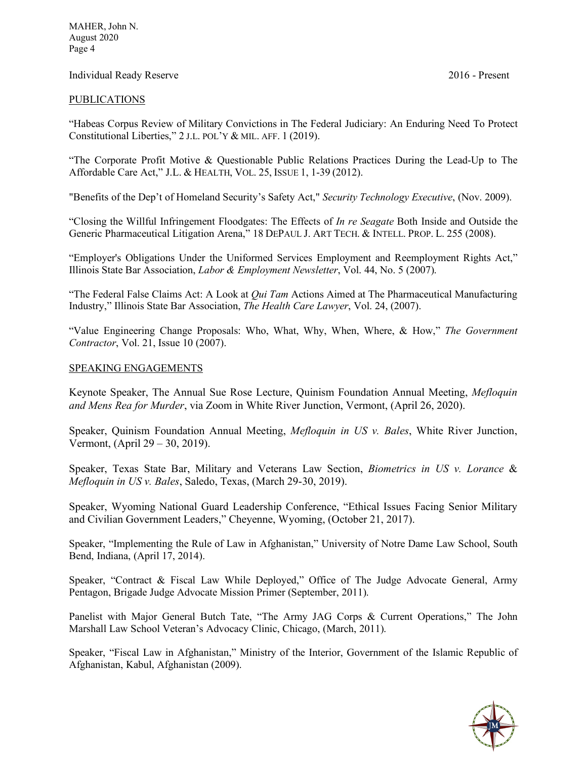Individual Ready Reserve 2016 - Present

PUBLICATIONS

"Habeas Corpus Review of Military Convictions in The Federal Judiciary: An Enduring Need To Protect Constitutional Liberties," 2 J.L. POL'Y & MIL. AFF. 1 (2019).

"The Corporate Profit Motive & Questionable Public Relations Practices During the Lead-Up to The Affordable Care Act," J.L. & HEALTH, VOL. 25, ISSUE 1, 1-39 (2012).

"Benefits of the Dep't of Homeland Security's Safety Act," *Security Technology Executive*, (Nov. 2009).

"Closing the Willful Infringement Floodgates: The Effects of *In re Seagate* Both Inside and Outside the Generic Pharmaceutical Litigation Arena," 18 DEPAUL J. ART TECH. & INTELL. PROP. L. 255 (2008).

"Employer's Obligations Under the Uniformed Services Employment and Reemployment Rights Act," Illinois State Bar Association, *Labor & Employment Newsletter*, Vol. 44, No. 5 (2007).

"The Federal False Claims Act: A Look at *Qui Tam* Actions Aimed at The Pharmaceutical Manufacturing Industry," Illinois State Bar Association, *The Health Care Lawyer*, Vol. 24, (2007).

"Value Engineering Change Proposals: Who, What, Why, When, Where, & How," *The Government Contractor*, Vol. 21, Issue 10 (2007).

SPEAKING ENGAGEMENTS

Keynote Speaker, The Annual Sue Rose Lecture, Quinism Foundation Annual Meeting, *Mefloquin and Mens Rea for Murder*, via Zoom in White River Junction, Vermont, (April 26, 2020).

Speaker, Quinism Foundation Annual Meeting, *Mefloquin in US v. Bales*, White River Junction, Vermont, (April 29 – 30, 2019).

Speaker, Texas State Bar, Military and Veterans Law Section, *Biometrics in US v. Lorance* & *Mefloquin in US v. Bales*, Saledo, Texas, (March 29-30, 2019).

Speaker, Wyoming National Guard Leadership Conference, "Ethical Issues Facing Senior Military and Civilian Government Leaders," Cheyenne, Wyoming, (October 21, 2017).

Speaker, "Implementing the Rule of Law in Afghanistan," University of Notre Dame Law School, South Bend, Indiana, (April 17, 2014).

Speaker, "Contract & Fiscal Law While Deployed," Office of The Judge Advocate General, Army Pentagon, Brigade Judge Advocate Mission Primer (September, 2011).

Panelist with Major General Butch Tate, "The Army JAG Corps & Current Operations," The John Marshall Law School Veteran's Advocacy Clinic, Chicago, (March, 2011).

Speaker, "Fiscal Law in Afghanistan," Ministry of the Interior, Government of the Islamic Republic of Afghanistan, Kabul, Afghanistan (2009).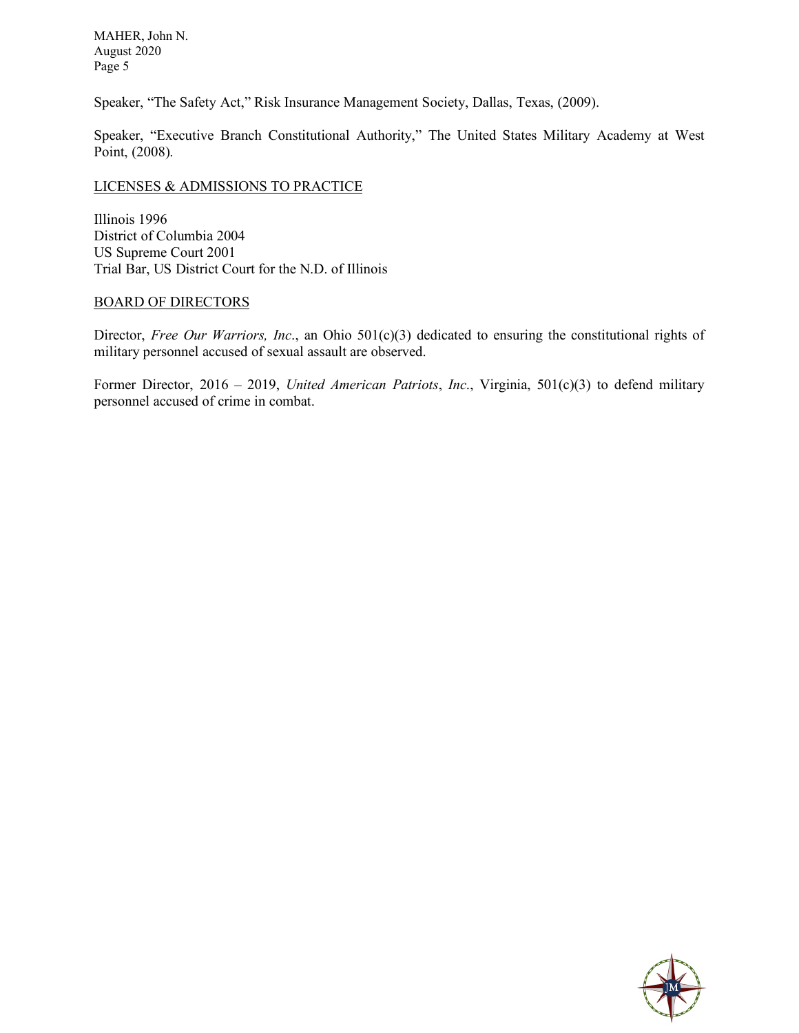Speaker, "The Safety Act," Risk Insurance Management Society, Dallas, Texas, (2009).

Speaker, "Executive Branch Constitutional Authority," The United States Military Academy at West Point, (2008).

## LICENSES & ADMISSIONS TO PRACTICE

Illinois 1996
District of Columbia 2004
US Supreme Court 2001
Trial Bar, US District Court for the N.D. of Illinois

## BOARD OF DIRECTORS

Director, *Free Our Warriors, Inc.*, an Ohio 501(c)(3) dedicated to ensuring the constitutional rights of military personnel accused of sexual assault are observed.

Former Director, 2016 – 2019, *United American Patriots*, *Inc.*, Virginia, 501(c)(3) to defend military personnel accused of crime in combat.